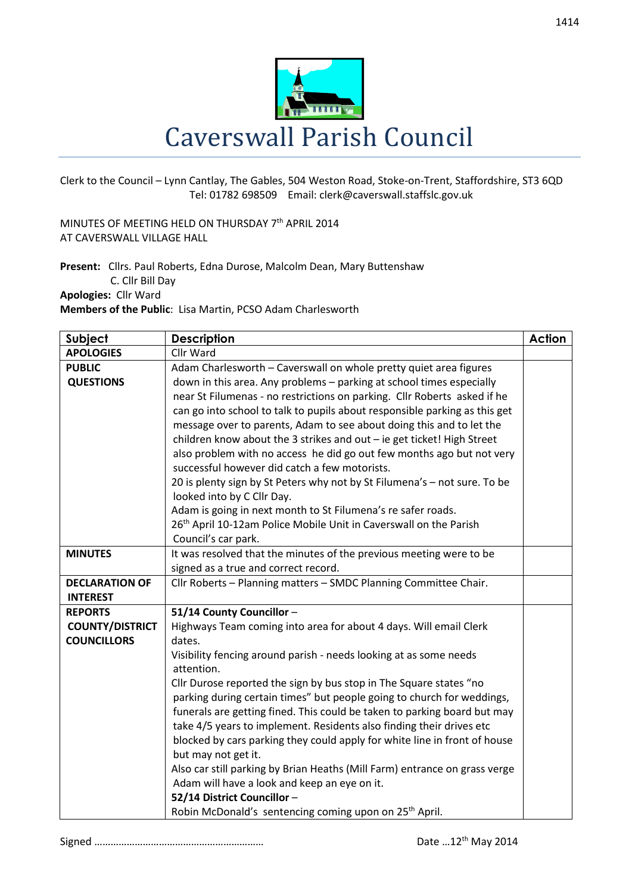# Caverswall Parish Council

Clerk to the Council – Lynn Cantlay, The Gables, 504 Weston Road, Stoke-on-Trent, Staffordshire, ST3 6QD
Tel: 01782 698509 Email: clerk@caverswall.staffslc.gov.uk

MINUTES OF MEETING HELD ON THURSDAY 7th APRIL 2014
AT CAVERSWALL VILLAGE HALL

**Present:** Cllrs. Paul Roberts, Edna Durose, Malcolm Dean, Mary Buttenshaw
C. Cllr Bill Day
**Apologies:** Cllr Ward
**Members of the Public**: Lisa Martin, PCSO Adam Charlesworth

| Subject | Description | Action |
|---|---|---|
| **APOLOGIES** | Cllr Ward | |
| **PUBLIC QUESTIONS** | Adam Charlesworth – Caverswall on whole pretty quiet area figures down in this area. Any problems – parking at school times especially near St Filumenas - no restrictions on parking. Cllr Roberts asked if he can go into school to talk to pupils about responsible parking as this get message over to parents, Adam to see about doing this and to let the children know about the 3 strikes and out – ie get ticket! High Street also problem with no access he did go out few months ago but not very successful however did catch a few motorists.<br>20 is plenty sign by St Peters why not by St Filumena's – not sure. To be looked into by C Cllr Day.<br>Adam is going in next month to St Filumena's re safer roads.<br>26th April 10-12am Police Mobile Unit in Caverswall on the Parish Council's car park. | |
| **MINUTES** | It was resolved that the minutes of the previous meeting were to be signed as a true and correct record. | |
| **DECLARATION OF INTEREST** | Cllr Roberts – Planning matters – SMDC Planning Committee Chair. | |
| **REPORTS COUNTY/DISTRICT COUNCILLORS** | **51/14 County Councillor** –<br>Highways Team coming into area for about 4 days. Will email Clerk dates.<br>Visibility fencing around parish - needs looking at as some needs attention.<br>Cllr Durose reported the sign by bus stop in The Square states "no parking during certain times" but people going to church for weddings, funerals are getting fined. This could be taken to parking board but may take 4/5 years to implement. Residents also finding their drives etc blocked by cars parking they could apply for white line in front of house but may not get it.<br>Also car still parking by Brian Heaths (Mill Farm) entrance on grass verge Adam will have a look and keep an eye on it.<br>**52/14 District Councillor** –<br>Robin McDonald's sentencing coming upon on 25th April. | |

Signed ……………………………………………………… Date …12th May 2014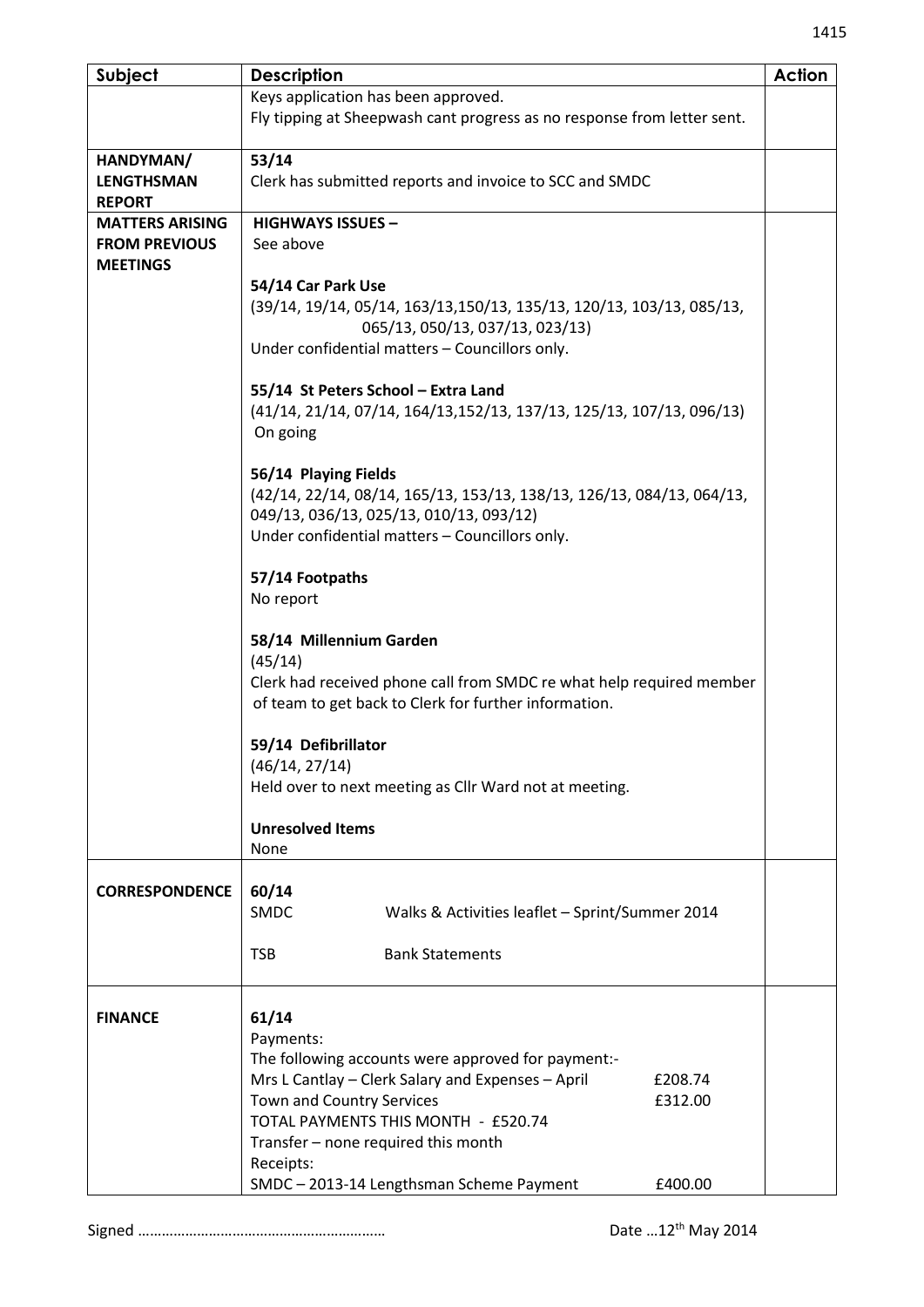| Subject | Description | Action |
|---|---|---|
| | Keys application has been approved.<br>Fly tipping at Sheepwash cant progress as no response from letter sent. | |
| **HANDYMAN/ LENGTHSMAN REPORT** | **53/14**<br>Clerk has submitted reports and invoice to SCC and SMDC | |
| **MATTERS ARISING FROM PREVIOUS MEETINGS** | **HIGHWAYS ISSUES –**<br>See above<br><br>**54/14 Car Park Use**<br>(39/14, 19/14, 05/14, 163/13,150/13, 135/13, 120/13, 103/13, 085/13, 065/13, 050/13, 037/13, 023/13)<br>Under confidential matters – Councillors only.<br><br>**55/14 St Peters School – Extra Land**<br>(41/14, 21/14, 07/14, 164/13,152/13, 137/13, 125/13, 107/13, 096/13)<br>On going<br><br>**56/14 Playing Fields**<br>(42/14, 22/14, 08/14, 165/13, 153/13, 138/13, 126/13, 084/13, 064/13, 049/13, 036/13, 025/13, 010/13, 093/12)<br>Under confidential matters – Councillors only.<br><br>**57/14 Footpaths**<br>No report<br><br>**58/14 Millennium Garden**<br>(45/14)<br>Clerk had received phone call from SMDC re what help required member of team to get back to Clerk for further information.<br><br>**59/14 Defibrillator**<br>(46/14, 27/14)<br>Held over to next meeting as Cllr Ward not at meeting.<br><br>**Unresolved Items**<br>None | |
| **CORRESPONDENCE** | **60/14**<br>SMDC Walks & Activities leaflet – Sprint/Summer 2014<br><br>TSB Bank Statements | |
| **FINANCE** | **61/14**<br>Payments:<br>The following accounts were approved for payment:-<br>Mrs L Cantlay – Clerk Salary and Expenses – April £208.74<br>Town and Country Services £312.00<br>TOTAL PAYMENTS THIS MONTH - £520.74<br>Transfer – none required this month<br>Receipts:<br>SMDC – 2013-14 Lengthsman Scheme Payment £400.00 | |

Signed …………………………………………………… Date …12th May 2014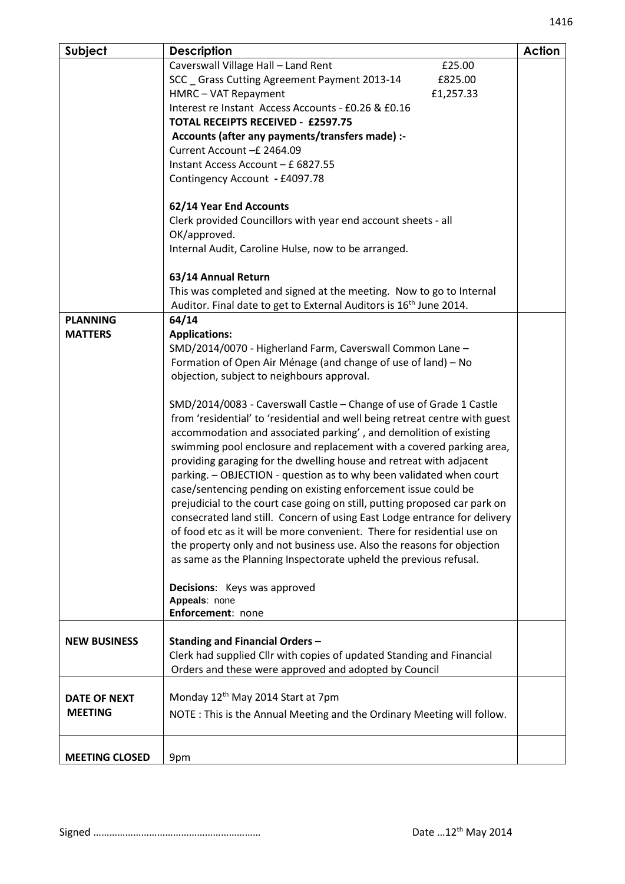| Subject | Description | Action |
|---|---|---|
| | Caverswall Village Hall – Land Rent £25.00<br>SCC _ Grass Cutting Agreement Payment 2013-14 £825.00<br>HMRC – VAT Repayment £1,257.33<br>Interest re Instant Access Accounts - £0.26 & £0.16<br>**TOTAL RECEIPTS RECEIVED - £2597.75**<br>**Accounts (after any payments/transfers made) :-**<br>Current Account –£ 2464.09<br>Instant Access Account – £ 6827.55<br>Contingency Account **-** £4097.78<br><br>**62/14 Year End Accounts**<br>Clerk provided Councillors with year end account sheets - all OK/approved.<br>Internal Audit, Caroline Hulse, now to be arranged.<br><br>**63/14 Annual Return**<br>This was completed and signed at the meeting. Now to go to Internal Auditor. Final date to get to External Auditors is 16th June 2014. | |
| **PLANNING MATTERS** | **64/14**<br>**Applications:**<br>SMD/2014/0070 - Higherland Farm, Caverswall Common Lane – Formation of Open Air Ménage (and change of use of land) – No objection, subject to neighbours approval.<br><br>SMD/2014/0083 - Caverswall Castle – Change of use of Grade 1 Castle from 'residential' to 'residential and well being retreat centre with guest accommodation and associated parking' , and demolition of existing swimming pool enclosure and replacement with a covered parking area, providing garaging for the dwelling house and retreat with adjacent parking. – OBJECTION - question as to why been validated when court case/sentencing pending on existing enforcement issue could be prejudicial to the court case going on still, putting proposed car park on consecrated land still. Concern of using East Lodge entrance for delivery of food etc as it will be more convenient. There for residential use on the property only and not business use. Also the reasons for objection as same as the Planning Inspectorate upheld the previous refusal.<br><br>**Decisions**: Keys was approved<br>**Appeals**: none<br>**Enforcement**: none | |
| **NEW BUSINESS** | **Standing and Financial Orders** –<br>Clerk had supplied Cllr with copies of updated Standing and Financial Orders and these were approved and adopted by Council | |
| **DATE OF NEXT MEETING** | Monday 12th May 2014 Start at 7pm<br>NOTE : This is the Annual Meeting and the Ordinary Meeting will follow. | |
| **MEETING CLOSED** | 9pm | |

Signed ……………………………………………………… Date …12th May 2014